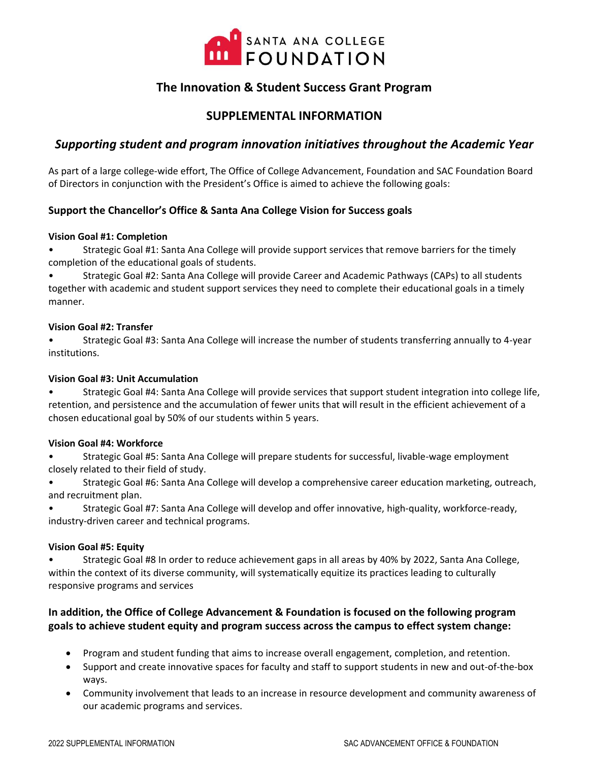SANTA ANA COLLEGE
FOUNDATION

# The Innovation & Student Success Grant Program

## SUPPLEMENTAL INFORMATION

### *Supporting student and program innovation initiatives throughout the Academic Year*

As part of a large college-wide effort, The Office of College Advancement, Foundation and SAC Foundation Board of Directors in conjunction with the President's Office is aimed to achieve the following goals:

### Support the Chancellor's Office & Santa Ana College Vision for Success goals

**Vision Goal #1: Completion**

- Strategic Goal #1: Santa Ana College will provide support services that remove barriers for the timely completion of the educational goals of students.
- Strategic Goal #2: Santa Ana College will provide Career and Academic Pathways (CAPs) to all students together with academic and student support services they need to complete their educational goals in a timely manner.

**Vision Goal #2: Transfer**

- Strategic Goal #3: Santa Ana College will increase the number of students transferring annually to 4-year institutions.

**Vision Goal #3: Unit Accumulation**

- Strategic Goal #4: Santa Ana College will provide services that support student integration into college life, retention, and persistence and the accumulation of fewer units that will result in the efficient achievement of a chosen educational goal by 50% of our students within 5 years.

**Vision Goal #4: Workforce**

- Strategic Goal #5: Santa Ana College will prepare students for successful, livable-wage employment closely related to their field of study.
- Strategic Goal #6: Santa Ana College will develop a comprehensive career education marketing, outreach, and recruitment plan.
- Strategic Goal #7: Santa Ana College will develop and offer innovative, high-quality, workforce-ready, industry-driven career and technical programs.

**Vision Goal #5: Equity**

- Strategic Goal #8 In order to reduce achievement gaps in all areas by 40% by 2022, Santa Ana College, within the context of its diverse community, will systematically equitize its practices leading to culturally responsive programs and services

### In addition, the Office of College Advancement & Foundation is focused on the following program goals to achieve student equity and program success across the campus to effect system change:

- Program and student funding that aims to increase overall engagement, completion, and retention.
- Support and create innovative spaces for faculty and staff to support students in new and out-of-the-box ways.
- Community involvement that leads to an increase in resource development and community awareness of our academic programs and services.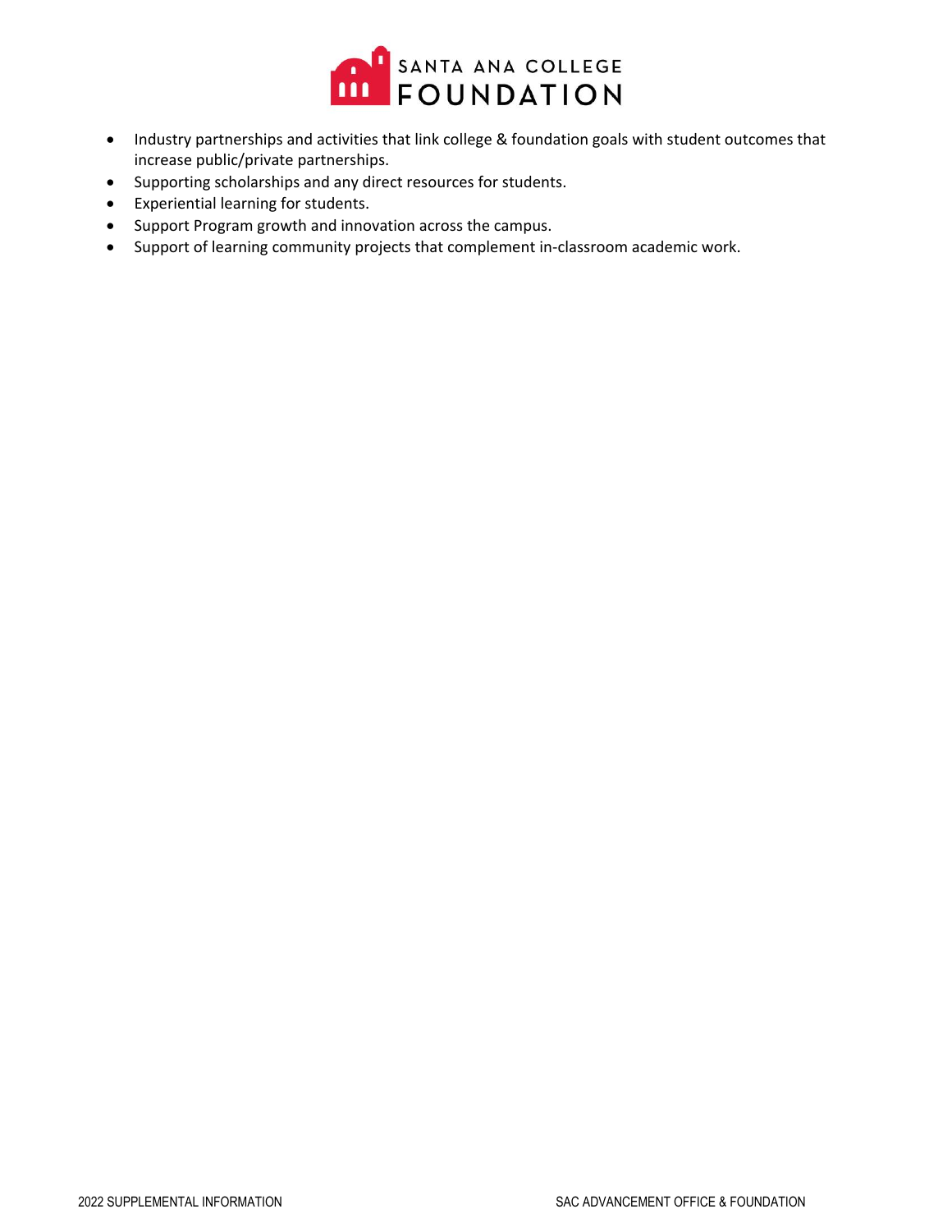- Industry partnerships and activities that link college & foundation goals with student outcomes that increase public/private partnerships.
- Supporting scholarships and any direct resources for students.
- Experiential learning for students.
- Support Program growth and innovation across the campus.
- Support of learning community projects that complement in-classroom academic work.